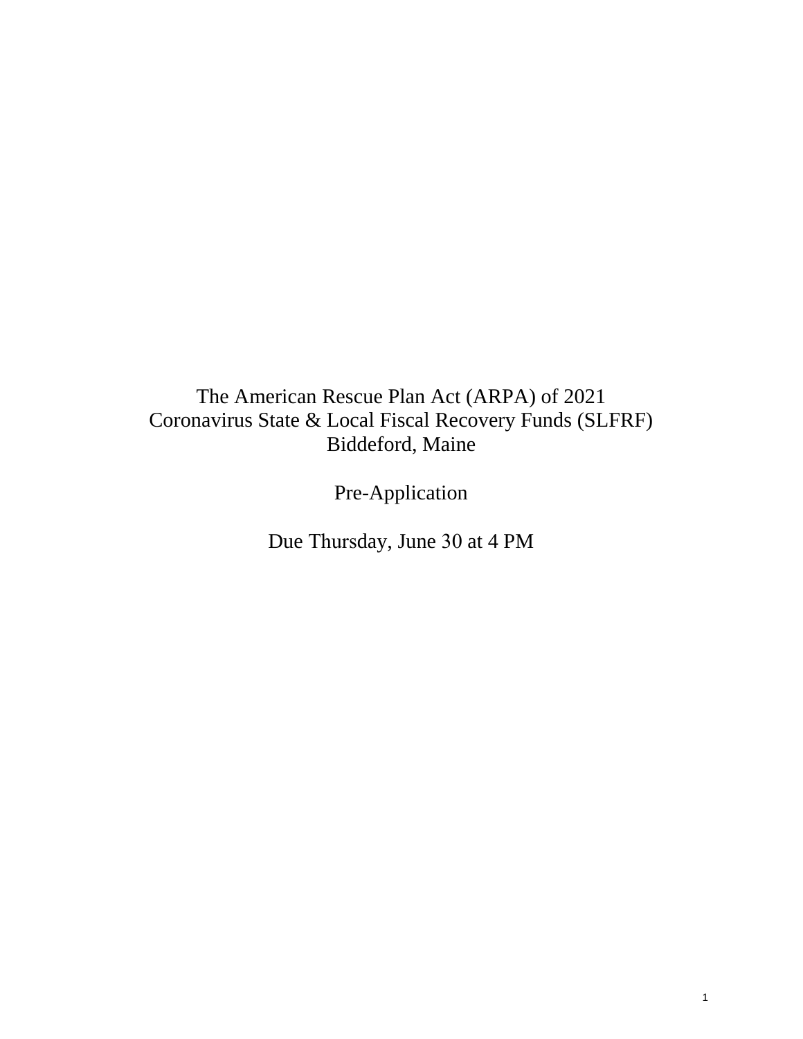# The American Rescue Plan Act (ARPA) of 2021
# Coronavirus State & Local Fiscal Recovery Funds (SLFRF)
# Biddeford, Maine

## Pre-Application

Due Thursday, June 30 at 4 PM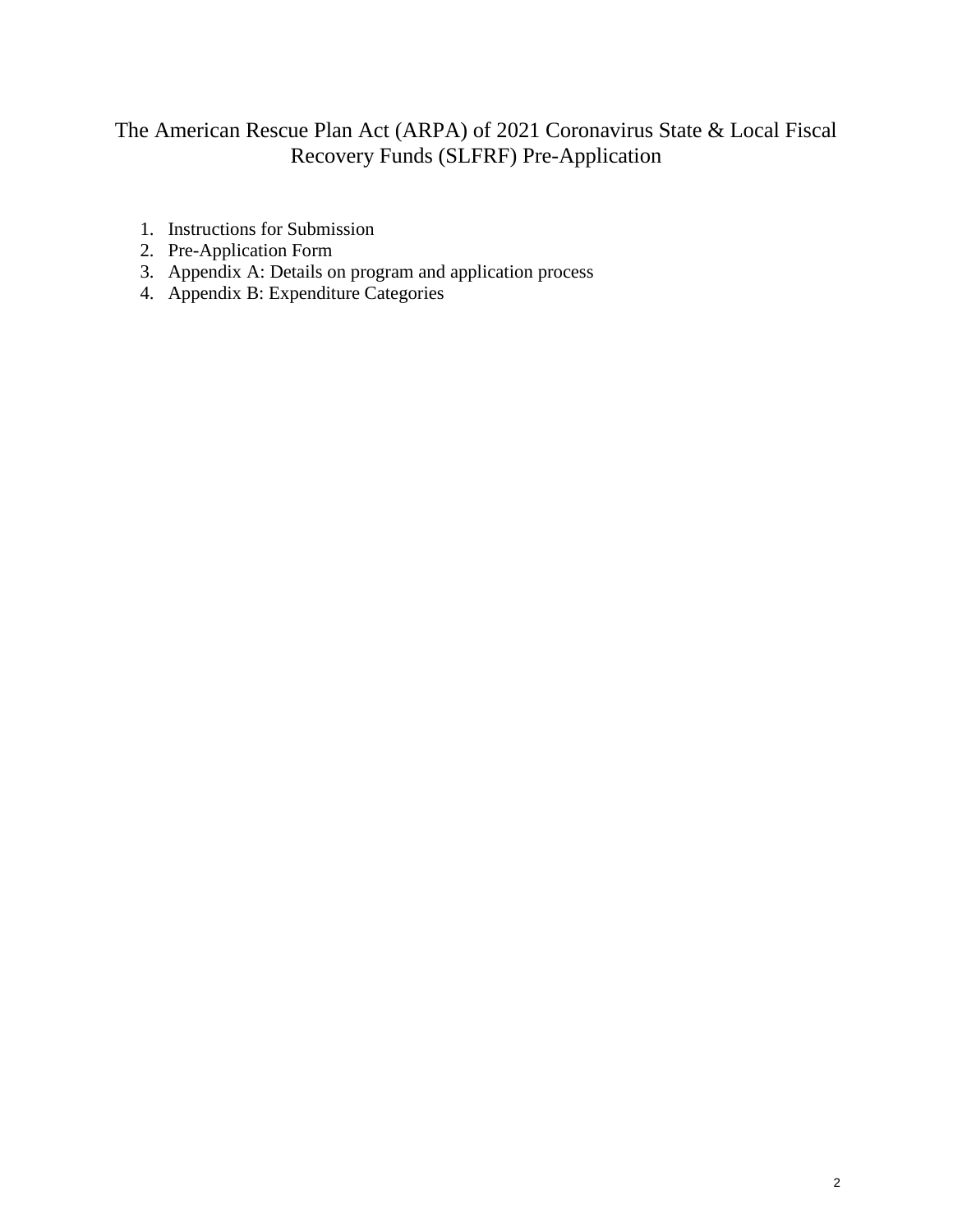# The American Rescue Plan Act (ARPA) of 2021 Coronavirus State & Local Fiscal Recovery Funds (SLFRF) Pre-Application

1. Instructions for Submission
2. Pre-Application Form
3. Appendix A: Details on program and application process
4. Appendix B: Expenditure Categories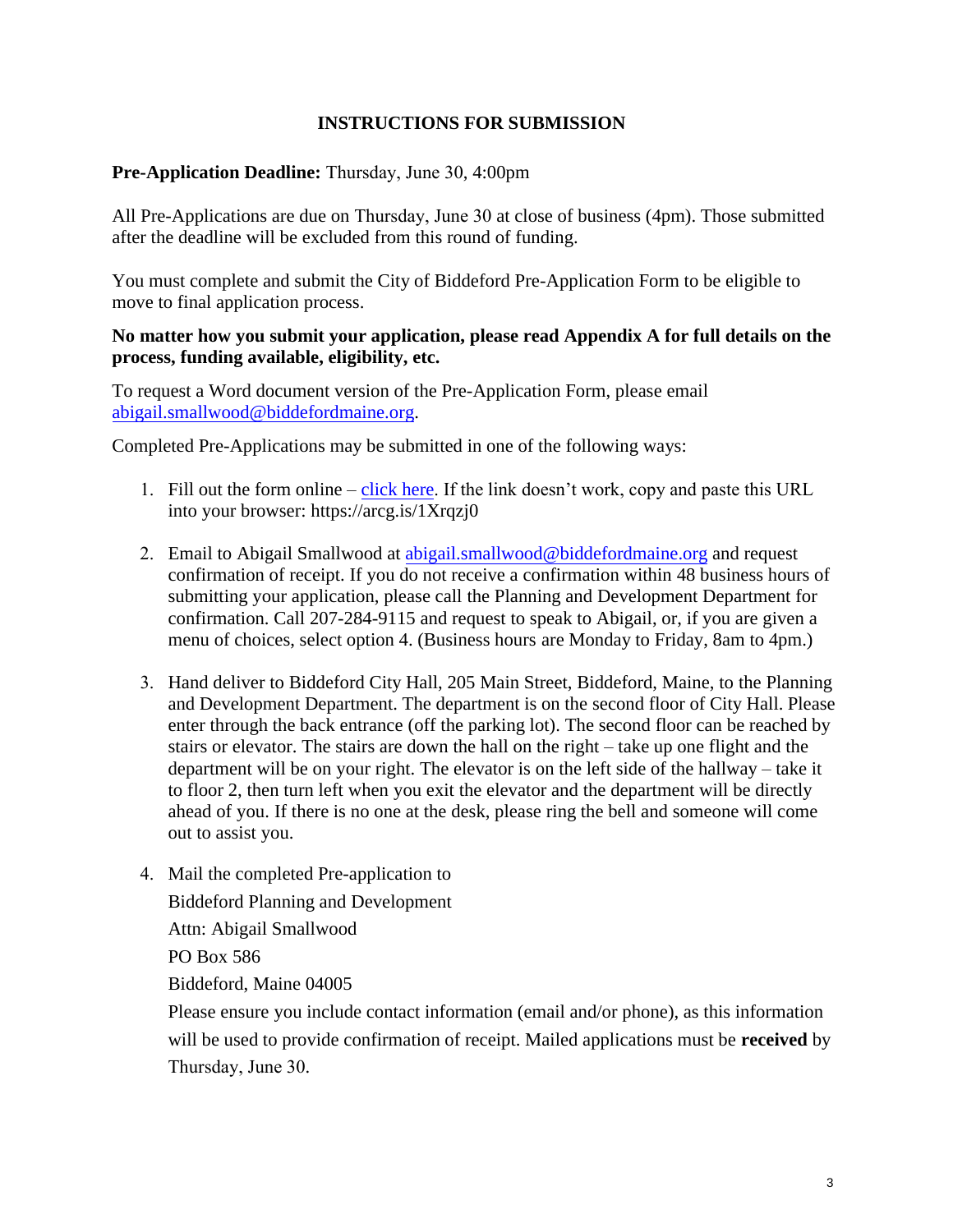## INSTRUCTIONS FOR SUBMISSION

**Pre-Application Deadline:** Thursday, June 30, 4:00pm

All Pre-Applications are due on Thursday, June 30 at close of business (4pm). Those submitted after the deadline will be excluded from this round of funding.

You must complete and submit the City of Biddeford Pre-Application Form to be eligible to move to final application process.

**No matter how you submit your application, please read Appendix A for full details on the process, funding available, eligibility, etc.**

To request a Word document version of the Pre-Application Form, please email abigail.smallwood@biddefordmaine.org.

Completed Pre-Applications may be submitted in one of the following ways:

1. Fill out the form online – click here. If the link doesn't work, copy and paste this URL into your browser: https://arcg.is/1Xrqzj0

2. Email to Abigail Smallwood at abigail.smallwood@biddefordmaine.org and request confirmation of receipt. If you do not receive a confirmation within 48 business hours of submitting your application, please call the Planning and Development Department for confirmation. Call 207-284-9115 and request to speak to Abigail, or, if you are given a menu of choices, select option 4. (Business hours are Monday to Friday, 8am to 4pm.)

3. Hand deliver to Biddeford City Hall, 205 Main Street, Biddeford, Maine, to the Planning and Development Department. The department is on the second floor of City Hall. Please enter through the back entrance (off the parking lot). The second floor can be reached by stairs or elevator. The stairs are down the hall on the right – take up one flight and the department will be on your right. The elevator is on the left side of the hallway – take it to floor 2, then turn left when you exit the elevator and the department will be directly ahead of you. If there is no one at the desk, please ring the bell and someone will come out to assist you.

4. Mail the completed Pre-application to

   Biddeford Planning and Development

   Attn: Abigail Smallwood

   PO Box 586

   Biddeford, Maine 04005

   Please ensure you include contact information (email and/or phone), as this information will be used to provide confirmation of receipt. Mailed applications must be **received** by Thursday, June 30.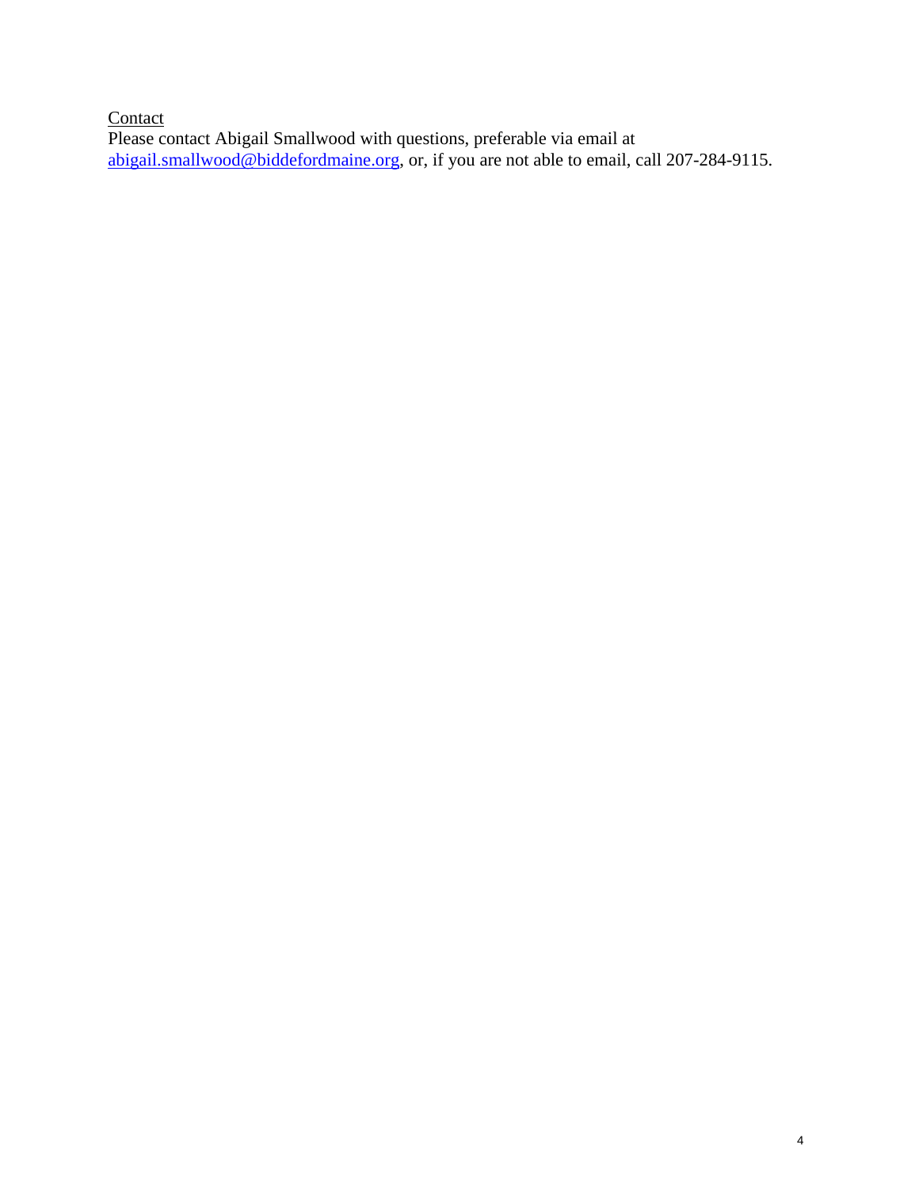Contact

Please contact Abigail Smallwood with questions, preferable via email at abigail.smallwood@biddefordmaine.org, or, if you are not able to email, call 207-284-9115.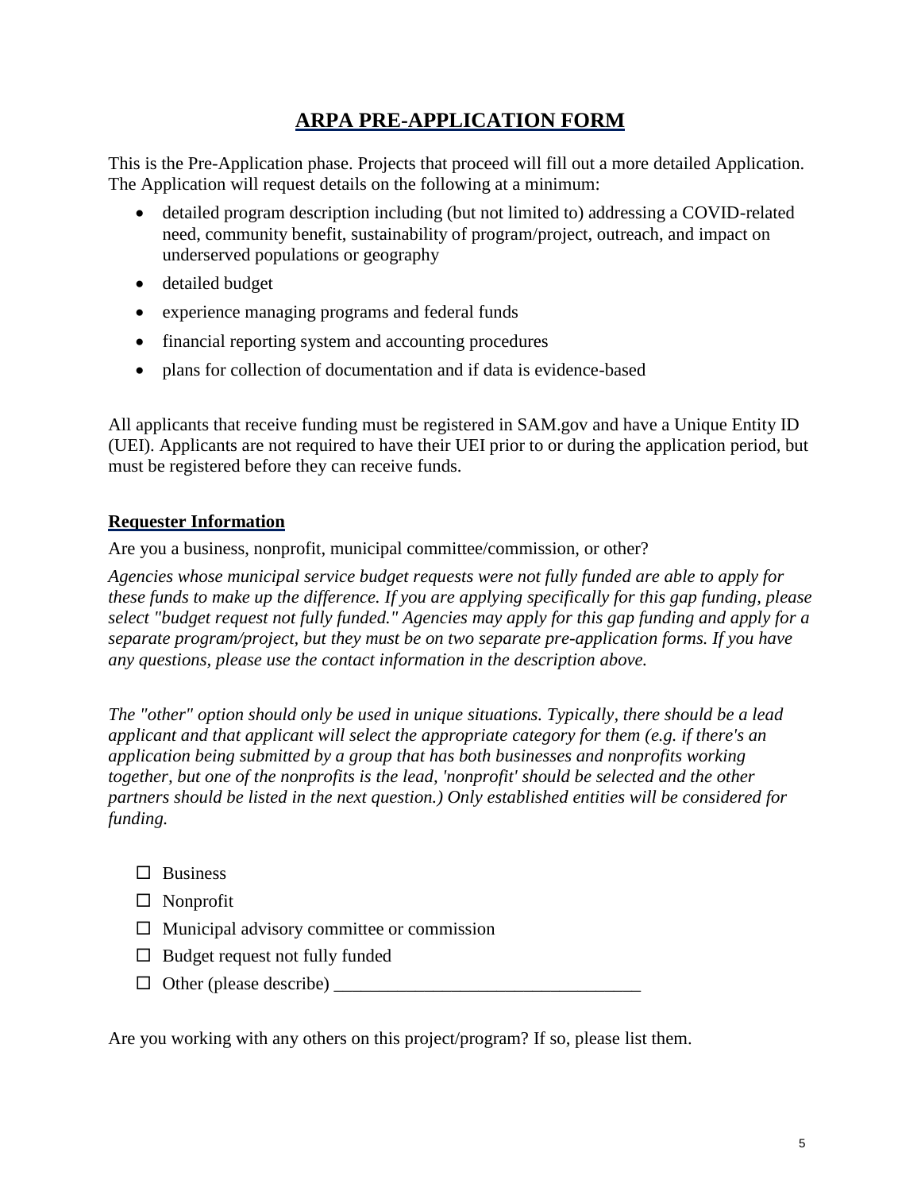# ARPA PRE-APPLICATION FORM

This is the Pre-Application phase. Projects that proceed will fill out a more detailed Application. The Application will request details on the following at a minimum:

- detailed program description including (but not limited to) addressing a COVID-related need, community benefit, sustainability of program/project, outreach, and impact on underserved populations or geography
- detailed budget
- experience managing programs and federal funds
- financial reporting system and accounting procedures
- plans for collection of documentation and if data is evidence-based

All applicants that receive funding must be registered in SAM.gov and have a Unique Entity ID (UEI). Applicants are not required to have their UEI prior to or during the application period, but must be registered before they can receive funds.

## Requester Information

Are you a business, nonprofit, municipal committee/commission, or other?

*Agencies whose municipal service budget requests were not fully funded are able to apply for these funds to make up the difference. If you are applying specifically for this gap funding, please select "budget request not fully funded." Agencies may apply for this gap funding and apply for a separate program/project, but they must be on two separate pre-application forms. If you have any questions, please use the contact information in the description above.*

*The "other" option should only be used in unique situations. Typically, there should be a lead applicant and that applicant will select the appropriate category for them (e.g. if there's an application being submitted by a group that has both businesses and nonprofits working together, but one of the nonprofits is the lead, 'nonprofit' should be selected and the other partners should be listed in the next question.) Only established entities will be considered for funding.*

- ☐ Business
- ☐ Nonprofit
- ☐ Municipal advisory committee or commission
- ☐ Budget request not fully funded
- ☐ Other (please describe) ___________________________________

Are you working with any others on this project/program? If so, please list them.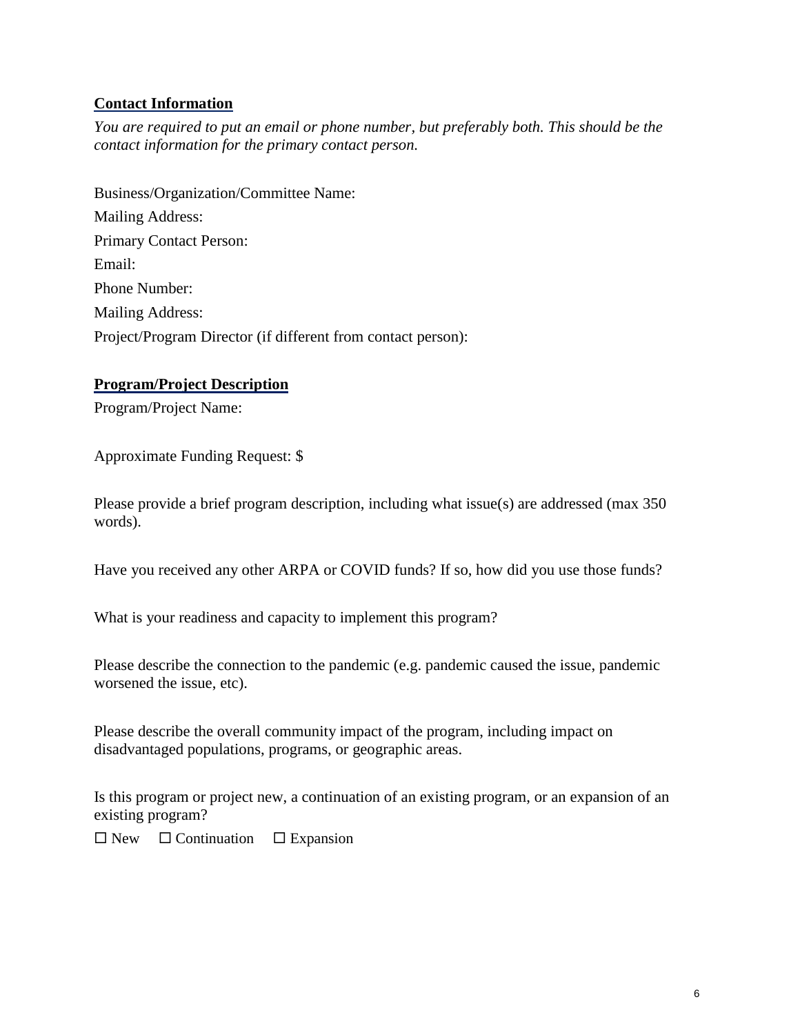## Contact Information

*You are required to put an email or phone number, but preferably both. This should be the contact information for the primary contact person.*

Business/Organization/Committee Name:

Mailing Address:

Primary Contact Person:

Email:

Phone Number:

Mailing Address:

Project/Program Director (if different from contact person):

## Program/Project Description

Program/Project Name:

Approximate Funding Request: $

Please provide a brief program description, including what issue(s) are addressed (max 350 words).

Have you received any other ARPA or COVID funds? If so, how did you use those funds?

What is your readiness and capacity to implement this program?

Please describe the connection to the pandemic (e.g. pandemic caused the issue, pandemic worsened the issue, etc).

Please describe the overall community impact of the program, including impact on disadvantaged populations, programs, or geographic areas.

Is this program or project new, a continuation of an existing program, or an expansion of an existing program?

☐ New ☐ Continuation ☐ Expansion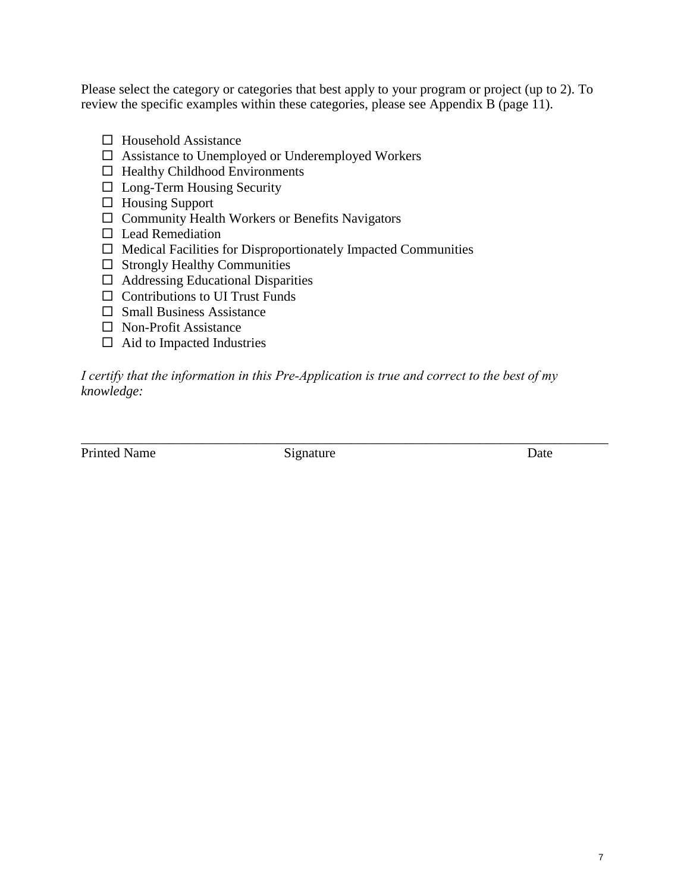Please select the category or categories that best apply to your program or project (up to 2). To review the specific examples within these categories, please see Appendix B (page 11).

- ☐ Household Assistance
- ☐ Assistance to Unemployed or Underemployed Workers
- ☐ Healthy Childhood Environments
- ☐ Long-Term Housing Security
- ☐ Housing Support
- ☐ Community Health Workers or Benefits Navigators
- ☐ Lead Remediation
- ☐ Medical Facilities for Disproportionately Impacted Communities
- ☐ Strongly Healthy Communities
- ☐ Addressing Educational Disparities
- ☐ Contributions to UI Trust Funds
- ☐ Small Business Assistance
- ☐ Non-Profit Assistance
- ☐ Aid to Impacted Industries

*I certify that the information in this Pre-Application is true and correct to the best of my knowledge:*

\_\_\_\_\_\_\_\_\_\_\_\_\_\_\_\_\_\_\_\_\_\_\_\_\_\_\_\_\_\_\_\_\_\_\_\_\_\_\_\_\_\_\_\_\_\_\_\_\_\_\_\_\_\_\_\_\_\_\_\_\_\_\_\_\_\_\_\_\_\_\_\_

Printed Name Signature Date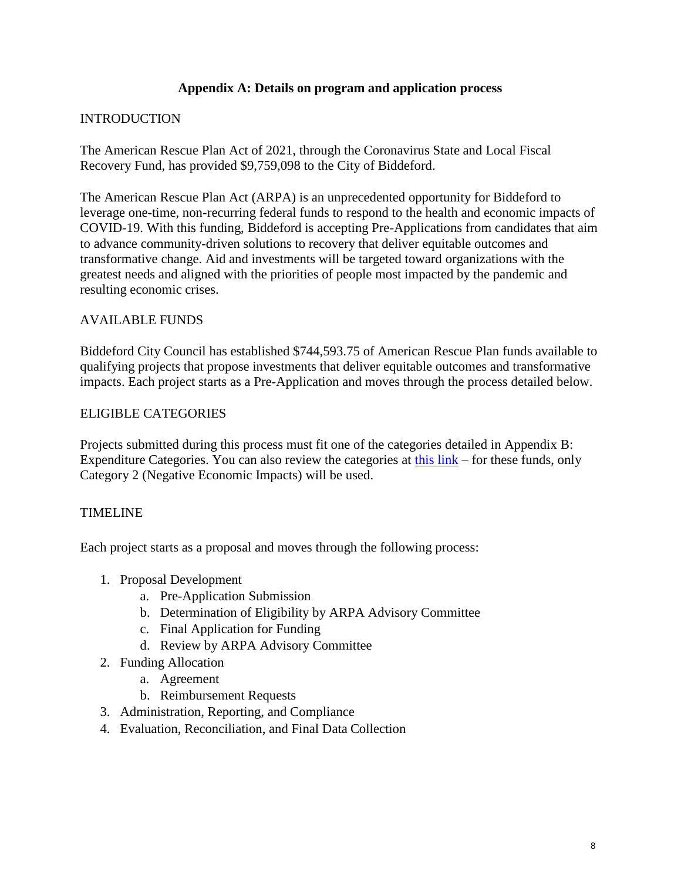## Appendix A: Details on program and application process

### INTRODUCTION

The American Rescue Plan Act of 2021, through the Coronavirus State and Local Fiscal Recovery Fund, has provided $9,759,098 to the City of Biddeford.

The American Rescue Plan Act (ARPA) is an unprecedented opportunity for Biddeford to leverage one-time, non-recurring federal funds to respond to the health and economic impacts of COVID-19. With this funding, Biddeford is accepting Pre-Applications from candidates that aim to advance community-driven solutions to recovery that deliver equitable outcomes and transformative change. Aid and investments will be targeted toward organizations with the greatest needs and aligned with the priorities of people most impacted by the pandemic and resulting economic crises.

### AVAILABLE FUNDS

Biddeford City Council has established $744,593.75 of American Rescue Plan funds available to qualifying projects that propose investments that deliver equitable outcomes and transformative impacts. Each project starts as a Pre-Application and moves through the process detailed below.

### ELIGIBLE CATEGORIES

Projects submitted during this process must fit one of the categories detailed in Appendix B: Expenditure Categories. You can also review the categories at this link – for these funds, only Category 2 (Negative Economic Impacts) will be used.

### TIMELINE

Each project starts as a proposal and moves through the following process:

1. Proposal Development
   a. Pre-Application Submission
   b. Determination of Eligibility by ARPA Advisory Committee
   c. Final Application for Funding
   d. Review by ARPA Advisory Committee
2. Funding Allocation
   a. Agreement
   b. Reimbursement Requests
3. Administration, Reporting, and Compliance
4. Evaluation, Reconciliation, and Final Data Collection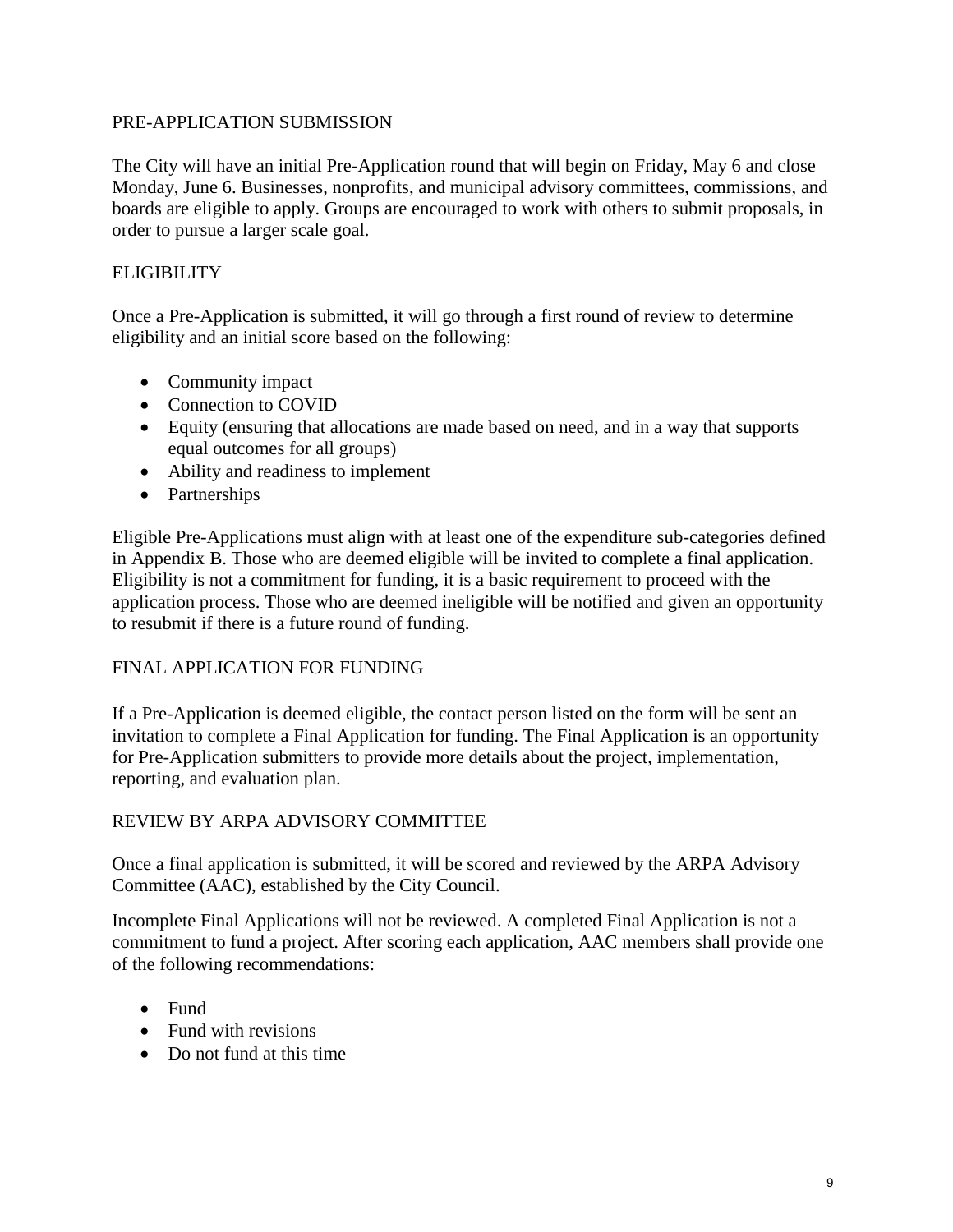## PRE-APPLICATION SUBMISSION

The City will have an initial Pre-Application round that will begin on Friday, May 6 and close Monday, June 6. Businesses, nonprofits, and municipal advisory committees, commissions, and boards are eligible to apply. Groups are encouraged to work with others to submit proposals, in order to pursue a larger scale goal.

## ELIGIBILITY

Once a Pre-Application is submitted, it will go through a first round of review to determine eligibility and an initial score based on the following:

- Community impact
- Connection to COVID
- Equity (ensuring that allocations are made based on need, and in a way that supports equal outcomes for all groups)
- Ability and readiness to implement
- Partnerships

Eligible Pre-Applications must align with at least one of the expenditure sub-categories defined in Appendix B. Those who are deemed eligible will be invited to complete a final application. Eligibility is not a commitment for funding, it is a basic requirement to proceed with the application process. Those who are deemed ineligible will be notified and given an opportunity to resubmit if there is a future round of funding.

## FINAL APPLICATION FOR FUNDING

If a Pre-Application is deemed eligible, the contact person listed on the form will be sent an invitation to complete a Final Application for funding. The Final Application is an opportunity for Pre-Application submitters to provide more details about the project, implementation, reporting, and evaluation plan.

## REVIEW BY ARPA ADVISORY COMMITTEE

Once a final application is submitted, it will be scored and reviewed by the ARPA Advisory Committee (AAC), established by the City Council.

Incomplete Final Applications will not be reviewed. A completed Final Application is not a commitment to fund a project. After scoring each application, AAC members shall provide one of the following recommendations:

- Fund
- Fund with revisions
- Do not fund at this time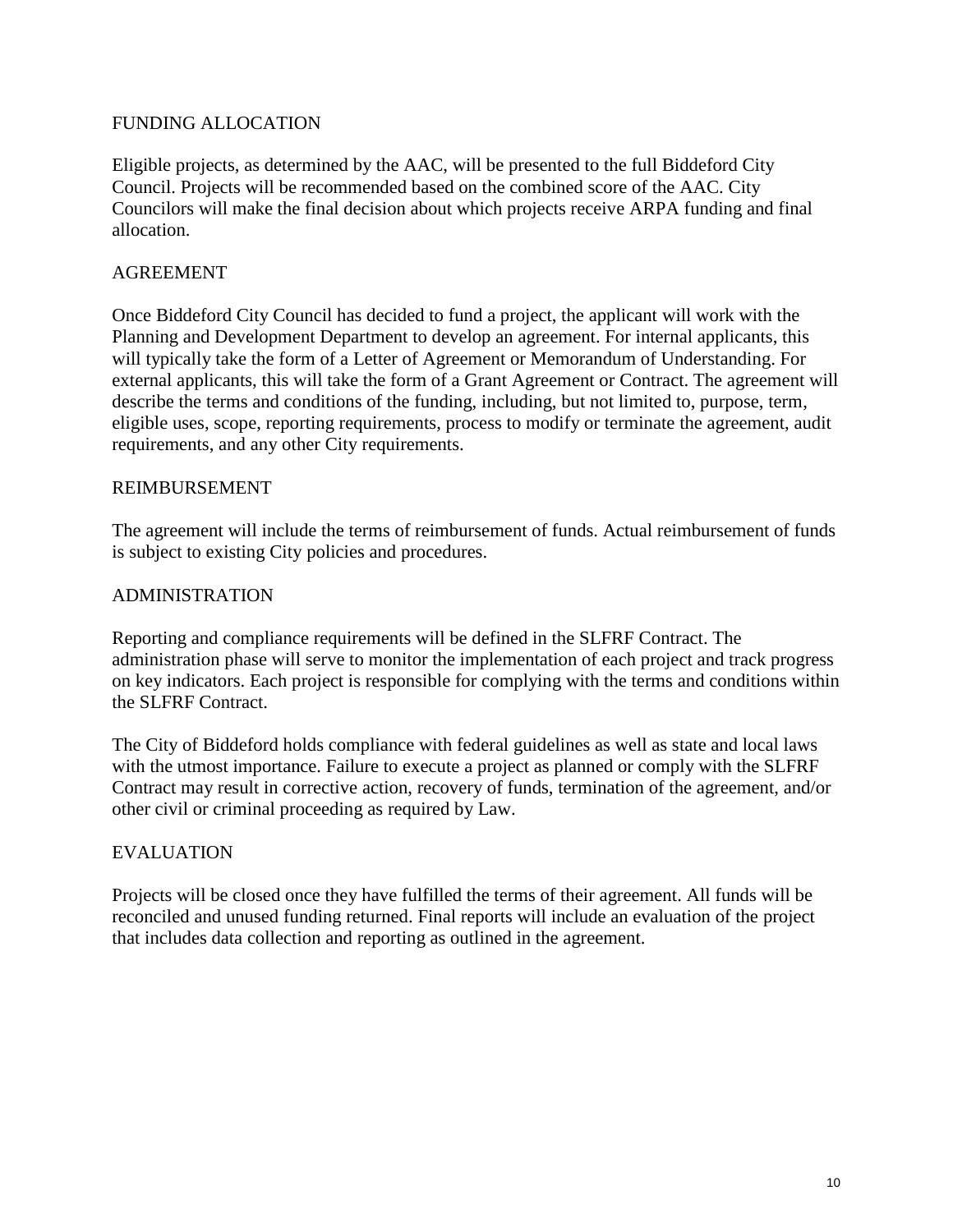## FUNDING ALLOCATION

Eligible projects, as determined by the AAC, will be presented to the full Biddeford City Council. Projects will be recommended based on the combined score of the AAC. City Councilors will make the final decision about which projects receive ARPA funding and final allocation.

## AGREEMENT

Once Biddeford City Council has decided to fund a project, the applicant will work with the Planning and Development Department to develop an agreement. For internal applicants, this will typically take the form of a Letter of Agreement or Memorandum of Understanding. For external applicants, this will take the form of a Grant Agreement or Contract. The agreement will describe the terms and conditions of the funding, including, but not limited to, purpose, term, eligible uses, scope, reporting requirements, process to modify or terminate the agreement, audit requirements, and any other City requirements.

## REIMBURSEMENT

The agreement will include the terms of reimbursement of funds. Actual reimbursement of funds is subject to existing City policies and procedures.

## ADMINISTRATION

Reporting and compliance requirements will be defined in the SLFRF Contract. The administration phase will serve to monitor the implementation of each project and track progress on key indicators. Each project is responsible for complying with the terms and conditions within the SLFRF Contract.

The City of Biddeford holds compliance with federal guidelines as well as state and local laws with the utmost importance. Failure to execute a project as planned or comply with the SLFRF Contract may result in corrective action, recovery of funds, termination of the agreement, and/or other civil or criminal proceeding as required by Law.

## EVALUATION

Projects will be closed once they have fulfilled the terms of their agreement. All funds will be reconciled and unused funding returned. Final reports will include an evaluation of the project that includes data collection and reporting as outlined in the agreement.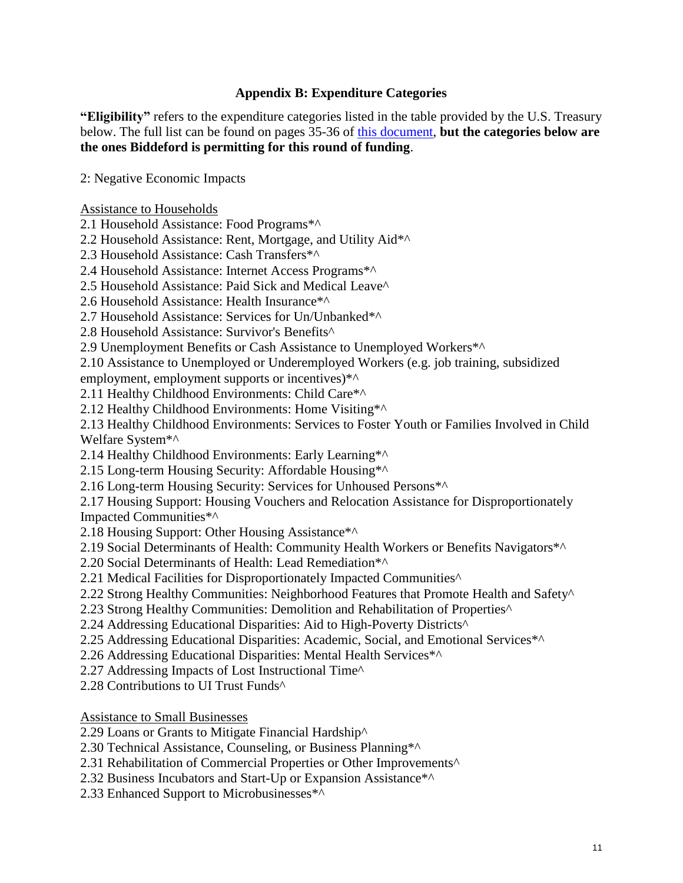## Appendix B: Expenditure Categories

**"Eligibility"** refers to the expenditure categories listed in the table provided by the U.S. Treasury below. The full list can be found on pages 35-36 of [this document](), **but the categories below are the ones Biddeford is permitting for this round of funding**.

2: Negative Economic Impacts

Assistance to Households

2.1 Household Assistance: Food Programs*^
2.2 Household Assistance: Rent, Mortgage, and Utility Aid*^
2.3 Household Assistance: Cash Transfers*^
2.4 Household Assistance: Internet Access Programs*^
2.5 Household Assistance: Paid Sick and Medical Leave^
2.6 Household Assistance: Health Insurance*^
2.7 Household Assistance: Services for Un/Unbanked*^
2.8 Household Assistance: Survivor's Benefits^
2.9 Unemployment Benefits or Cash Assistance to Unemployed Workers*^
2.10 Assistance to Unemployed or Underemployed Workers (e.g. job training, subsidized employment, employment supports or incentives)*^
2.11 Healthy Childhood Environments: Child Care*^
2.12 Healthy Childhood Environments: Home Visiting*^
2.13 Healthy Childhood Environments: Services to Foster Youth or Families Involved in Child Welfare System*^
2.14 Healthy Childhood Environments: Early Learning*^
2.15 Long-term Housing Security: Affordable Housing*^
2.16 Long-term Housing Security: Services for Unhoused Persons*^
2.17 Housing Support: Housing Vouchers and Relocation Assistance for Disproportionately Impacted Communities*^
2.18 Housing Support: Other Housing Assistance*^
2.19 Social Determinants of Health: Community Health Workers or Benefits Navigators*^
2.20 Social Determinants of Health: Lead Remediation*^
2.21 Medical Facilities for Disproportionately Impacted Communities^
2.22 Strong Healthy Communities: Neighborhood Features that Promote Health and Safety^
2.23 Strong Healthy Communities: Demolition and Rehabilitation of Properties^
2.24 Addressing Educational Disparities: Aid to High-Poverty Districts^
2.25 Addressing Educational Disparities: Academic, Social, and Emotional Services*^
2.26 Addressing Educational Disparities: Mental Health Services*^
2.27 Addressing Impacts of Lost Instructional Time^
2.28 Contributions to UI Trust Funds^

Assistance to Small Businesses

2.29 Loans or Grants to Mitigate Financial Hardship^
2.30 Technical Assistance, Counseling, or Business Planning*^
2.31 Rehabilitation of Commercial Properties or Other Improvements^
2.32 Business Incubators and Start-Up or Expansion Assistance*^
2.33 Enhanced Support to Microbusinesses*^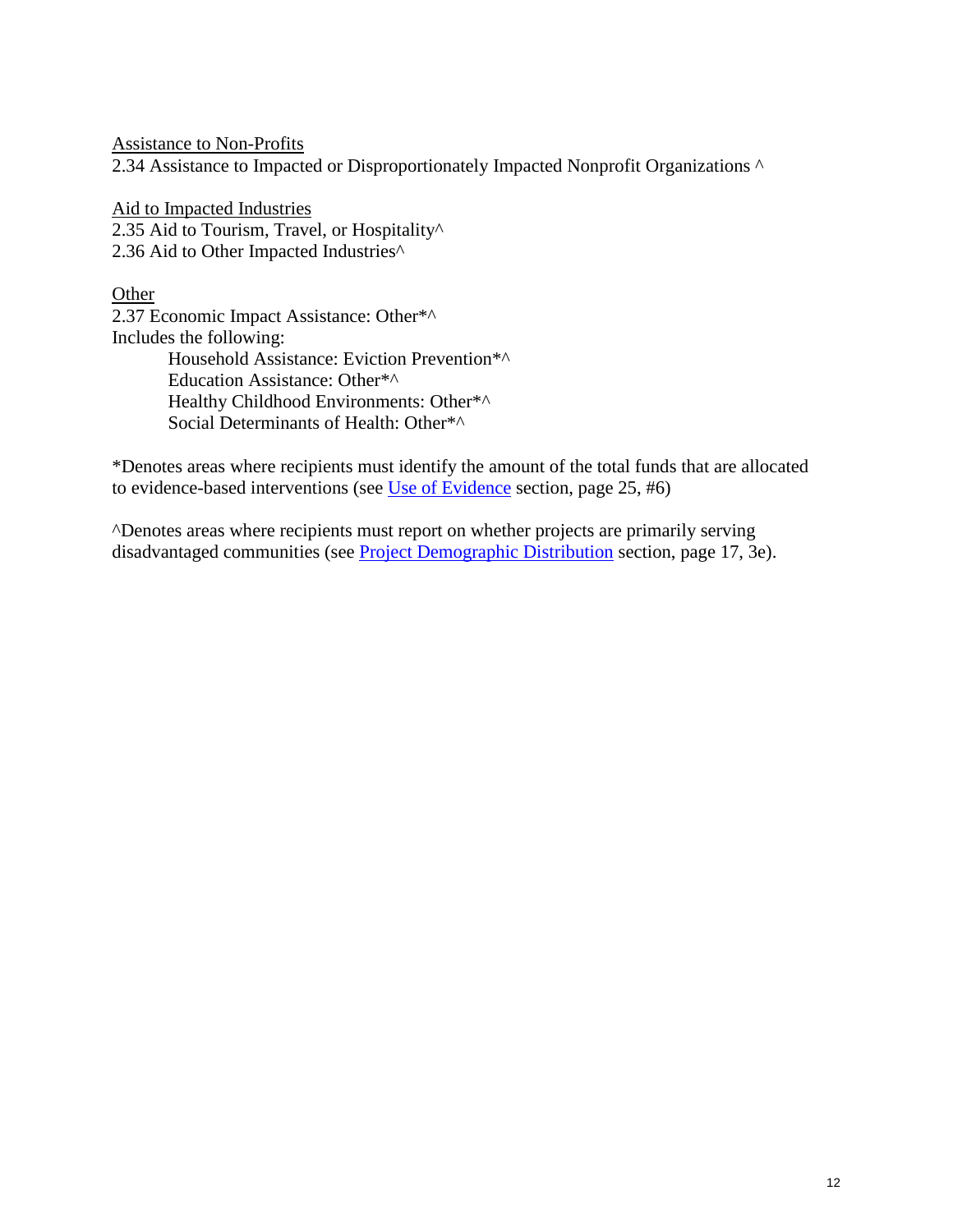<u>Assistance to Non-Profits</u>
2.34 Assistance to Impacted or Disproportionately Impacted Nonprofit Organizations ^

<u>Aid to Impacted Industries</u>
2.35 Aid to Tourism, Travel, or Hospitality^
2.36 Aid to Other Impacted Industries^

<u>Other</u>
2.37 Economic Impact Assistance: Other*^
Includes the following:

- Household Assistance: Eviction Prevention*^
- Education Assistance: Other*^
- Healthy Childhood Environments: Other*^
- Social Determinants of Health: Other*^

*Denotes areas where recipients must identify the amount of the total funds that are allocated to evidence-based interventions (see Use of Evidence section, page 25, #6)

^Denotes areas where recipients must report on whether projects are primarily serving disadvantaged communities (see Project Demographic Distribution section, page 17, 3e).